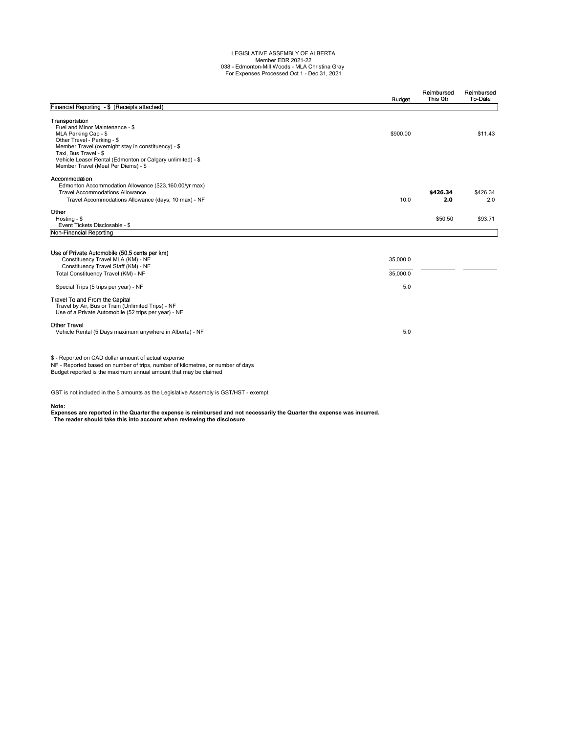LEGISLATIVE ASSEMBLY OF ALBERTA
Member EDR 2021-22
038 - Edmonton-Mill Woods - MLA Christina Gray
For Expenses Processed Oct 1 - Dec 31, 2021

| | Budget | Reimbursed This Qtr | Reimbursed To-Date |
|---|---|---|---|
| **Financial Reporting - $ (Receipts attached)** | | | |
| **Transportation** | | | |
| Fuel and Minor Maintenance - $ | | | |
| MLA Parking Cap - $ | $900.00 | | $11.43 |
| Other Travel - Parking - $ | | | |
| Member Travel (overnight stay in constituency) - $ | | | |
| Taxi, Bus Travel - $ | | | |
| Vehicle Lease/ Rental (Edmonton or Calgary unlimited) - $ | | | |
| Member Travel (Meal Per Diems) - $ | | | |
| **Accommodation** | | | |
| Edmonton Accommodation Allowance ($23,160.00/yr max) | | | |
| Travel Accommodations Allowance | | **$426.34** | $426.34 |
| Travel Accommodations Allowance (days; 10 max) - NF | 10.0 | **2.0** | 2.0 |
| **Other** | | | |
| Hosting - $ | | $50.50 | $93.71 |
| Event Tickets Disclosable - $ | | | |
| **Non-Financial Reporting** | | | |
| **Use of Private Automobile (50.5 cents per km)** | | | |
| Constituency Travel MLA (KM) - NF | 35,000.0 | | |
| Constituency Travel Staff (KM) - NF | | | |
| Total Constituency Travel (KM) - NF | 35,000.0 | | |
| Special Trips (5 trips per year) - NF | 5.0 | | |
| **Travel To and From the Capital** | | | |
| Travel by Air, Bus or Train (Unlimited Trips) - NF | | | |
| Use of a Private Automobile (52 trips per year) - NF | | | |
| **Other Travel** | | | |
| Vehicle Rental (5 Days maximum anywhere in Alberta) - NF | 5.0 | | |

$ - Reported on CAD dollar amount of actual expense
NF - Reported based on number of trips, number of kilometres, or number of days
Budget reported is the maximum annual amount that may be claimed

GST is not included in the $ amounts as the Legislative Assembly is GST/HST - exempt

**Note:**
**Expenses are reported in the Quarter the expense is reimbursed and not necessarily the Quarter the expense was incurred.**
**The reader should take this into account when reviewing the disclosure**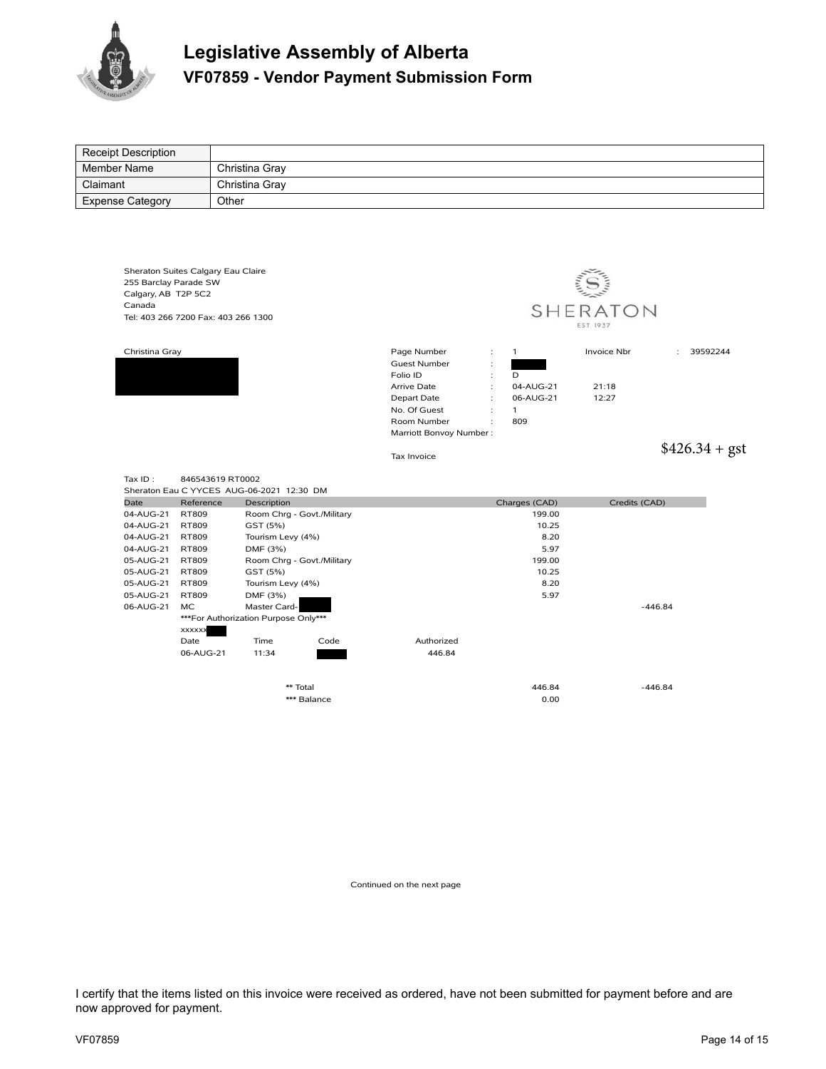# Legislative Assembly of Alberta

## VF07859 - Vendor Payment Submission Form

| Receipt Description | |
|---|---|
| Member Name | Christina Gray |
| Claimant | Christina Gray |
| Expense Category | Other |

Sheraton Suites Calgary Eau Claire
255 Barclay Parade SW
Calgary, AB T2P 5C2
Canada
Tel: 403 266 7200 Fax: 403 266 1300

SHERATON
EST. 1937

Christina Gray

| | | | | |
|---|---|---|---|---|
| Page Number | : | 1 | Invoice Nbr | : 39592244 |
| Guest Number | : | | | |
| Folio ID | : | D | | |
| Arrive Date | : | 04-AUG-21 | 21:18 | |
| Depart Date | : | 06-AUG-21 | 12:27 | |
| No. Of Guest | : | 1 | | |
| Room Number | : | 809 | | |
| Marriott Bonvoy Number : | | | | |

$426.34 + gst

Tax Invoice

Tax ID : 846543619 RT0002

Sheraton Eau C YYCES AUG-06-2021 12:30 DM

| Date | Reference | Description | | Charges (CAD) | Credits (CAD) |
|---|---|---|---|---|---|
| 04-AUG-21 | RT809 | Room Chrg - Govt./Military | | 199.00 | |
| 04-AUG-21 | RT809 | GST (5%) | | 10.25 | |
| 04-AUG-21 | RT809 | Tourism Levy (4%) | | 8.20 | |
| 04-AUG-21 | RT809 | DMF (3%) | | 5.97 | |
| 05-AUG-21 | RT809 | Room Chrg - Govt./Military | | 199.00 | |
| 05-AUG-21 | RT809 | GST (5%) | | 10.25 | |
| 05-AUG-21 | RT809 | Tourism Levy (4%) | | 8.20 | |
| 05-AUG-21 | RT809 | DMF (3%) | | 5.97 | |
| 06-AUG-21 | MC | Master Card- | | | -446.84 |
| | ***For Authorization Purpose Only*** | | | | |
| | xxxxxx | | | | |
| | Date | Time Code | Authorized | | |
| | 06-AUG-21 | 11:34 | 446.84 | | |
| | | ** Total | | 446.84 | -446.84 |
| | | *** Balance | | 0.00 | |

Continued on the next page

I certify that the items listed on this invoice were received as ordered, have not been submitted for payment before and are now approved for payment.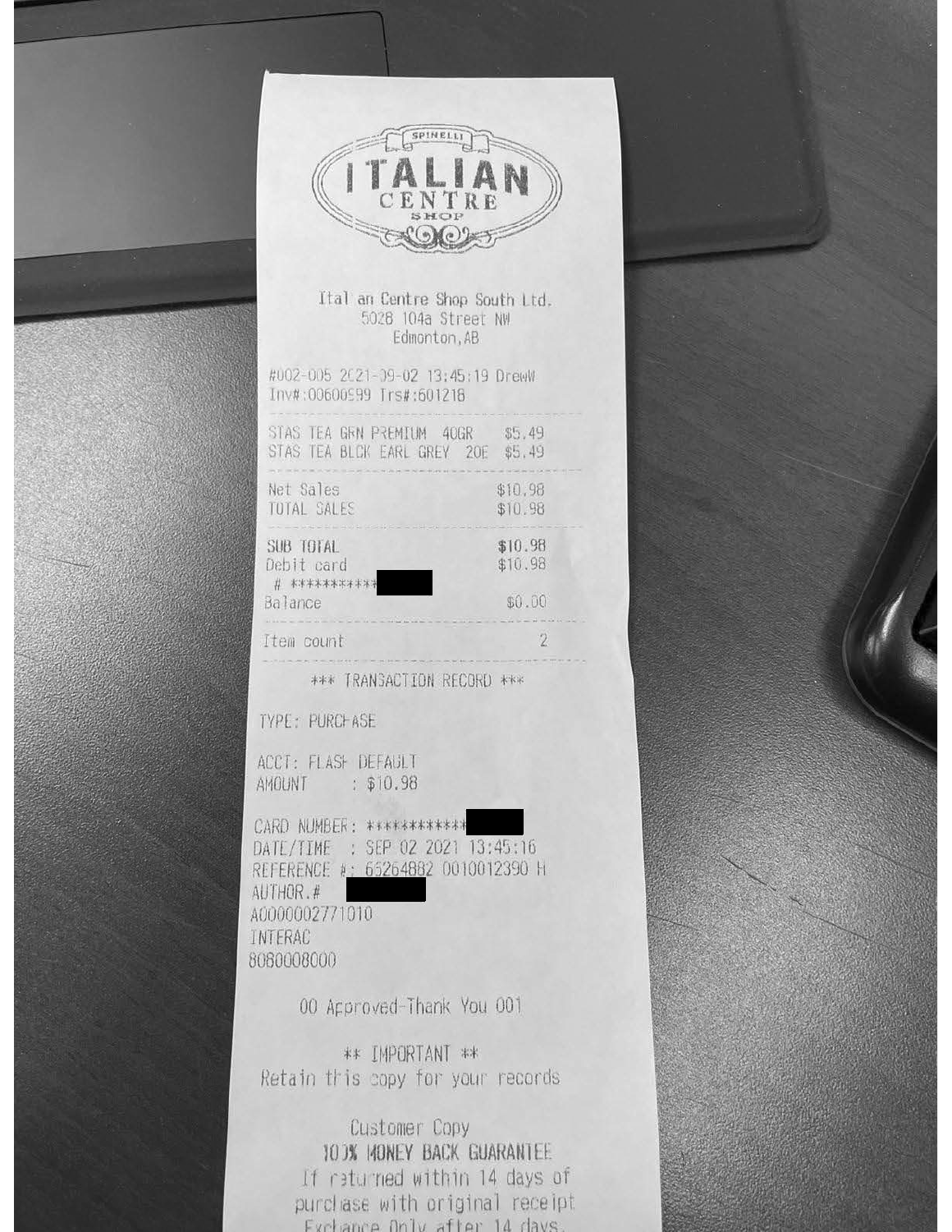SPINELLI

# ITALIAN CENTRE SHOP

Ital an Centre Shop South Ltd.
5028 104a Street NW
Edmonton, AB

#002-005 2021-09-02 13:45:19 DrewW
Inv#:00600599 Trs#:601218

| | |
|---|---|
| STAS TEA GRN PREMIUM 40GR | $5.49 |
| STAS TEA BLCK EARL GREY 20E | $5.49 |

| | |
|---|---|
| Net Sales | $10.98 |
| TOTAL SALES | $10.98 |

| | |
|---|---|
| **SUB TOTAL** | **$10.98** |
| Debit card | $10.98 |
| # *********** | |
| Balance | $0.00 |

| | |
|---|---|
| Item count | 2 |

*** TRANSACTION RECORD ***

TYPE: PURCHASE

ACCT: FLASH DEFAULT
AMOUNT : $10.98

CARD NUMBER: ************
DATE/TIME : SEP 02 2021 13:45:16
REFERENCE #: 65264882 0010012390 H
AUTHOR.#
A0000002771010
INTERAC
8080008000

00 Approved-Thank You 001

** IMPORTANT **
Retain this copy for your records

Customer Copy
100% MONEY BACK GUARANTEE
If returned within 14 days of
purchase with original receipt
Exchange Only after 14 days.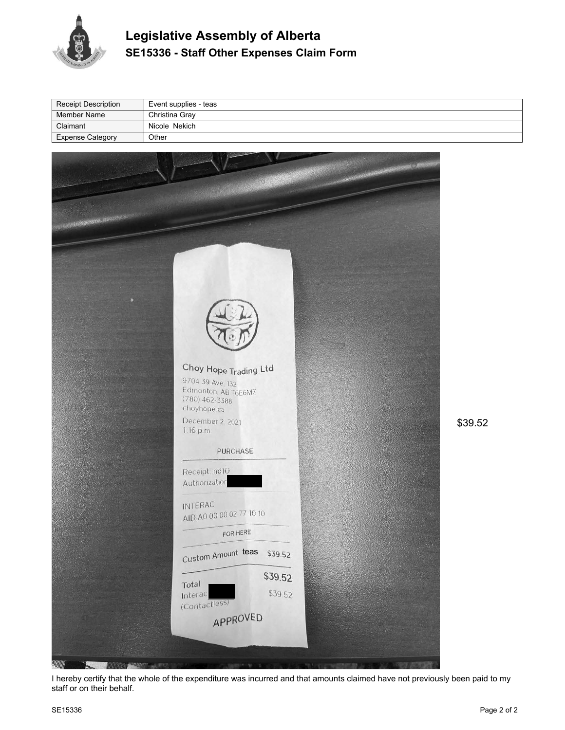# Legislative Assembly of Alberta

## SE15336 - Staff Other Expenses Claim Form

| | |
|---|---|
| Receipt Description | Event supplies - teas |
| Member Name | Christina Gray |
| Claimant | Nicole Nekich |
| Expense Category | Other |

Choy Hope Trading Ltd
9704 39 Ave, 132
Edmonton, AB T6E6M7
(780) 462-3388
choyhope.ca

December 2, 2021
1:16 p.m.

PURCHASE

Receipt: nd1O
Authorization [REDACTED]

INTERAC
AID A0 00 00 02 77 10 10

FOR HERE

Custom Amount teas $39.52

Total $39.52
Interac [REDACTED] $39.52
(Contactless)

APPROVED

$39.52

I hereby certify that the whole of the expenditure was incurred and that amounts claimed have not previously been paid to my staff or on their behalf.